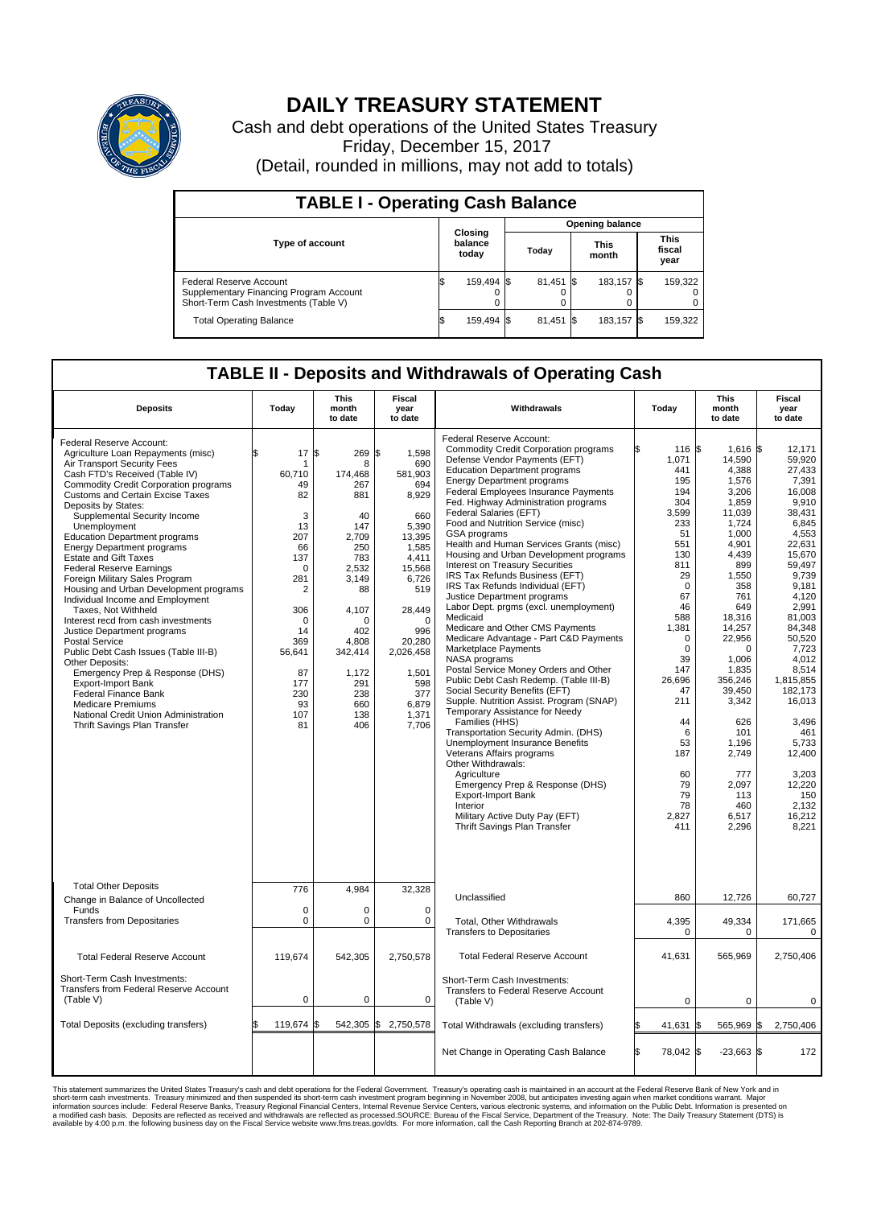# DAILY TREASURY STATEMENT

Cash and debt operations of the United States Treasury

Friday, December 15, 2017

(Detail, rounded in millions, may not add to totals)

| TABLE I - Operating Cash Balance | | | | |
|---|---|---|---|---|
| Type of account | Closing balance today | Opening balance | | |
| | | Today | This month | This fiscal year |
| Federal Reserve Account | $ 159,494 | $ 81,451 | $ 183,157 | $ 159,322 |
| Supplementary Financing Program Account | 0 | 0 | 0 | 0 |
| Short-Term Cash Investments (Table V) | 0 | 0 | 0 | 0 |
| Total Operating Balance | $ 159,494 | $ 81,451 | $ 183,157 | $ 159,322 |

## TABLE II - Deposits and Withdrawals of Operating Cash

| Deposits | Today | This month to date | Fiscal year to date | Withdrawals | Today | This month to date | Fiscal year to date |
|---|---|---|---|---|---|---|---|
| Federal Reserve Account: | | | | Federal Reserve Account: | | | |
| Agriculture Loan Repayments (misc) | $ 17 | $ 269 | $ 1,598 | Commodity Credit Corporation programs | $ 116 | $ 1,616 | $ 12,171 |
| Air Transport Security Fees | 1 | 8 | 690 | Defense Vendor Payments (EFT) | 1,071 | 14,590 | 59,920 |
| Cash FTD's Received (Table IV) | 60,710 | 174,468 | 581,903 | Education Department programs | 441 | 4,388 | 27,433 |
| Commodity Credit Corporation programs | 49 | 267 | 694 | Energy Department programs | 195 | 1,576 | 7,391 |
| Customs and Certain Excise Taxes | 82 | 881 | 8,929 | Federal Employees Insurance Payments | 194 | 3,206 | 16,008 |
| Deposits by States: | | | | Fed. Highway Administration programs | 304 | 1,859 | 9,910 |
| Supplemental Security Income | 3 | 40 | 660 | Federal Salaries (EFT) | 3,599 | 11,039 | 38,431 |
| Unemployment | 13 | 147 | 5,390 | Food and Nutrition Service (misc) | 233 | 1,724 | 6,845 |
| Education Department programs | 207 | 2,709 | 13,395 | GSA programs | 51 | 1,000 | 4,553 |
| Energy Department programs | 66 | 250 | 1,585 | Health and Human Services Grants (misc) | 551 | 4,901 | 22,631 |
| Estate and Gift Taxes | 137 | 783 | 4,411 | Housing and Urban Development programs | 130 | 4,439 | 15,670 |
| Federal Reserve Earnings | 0 | 2,532 | 15,568 | Interest on Treasury Securities | 811 | 899 | 59,497 |
| Foreign Military Sales Program | 281 | 3,149 | 6,726 | IRS Tax Refunds Business (EFT) | 29 | 1,550 | 9,739 |
| Housing and Urban Development programs | 2 | 88 | 519 | IRS Tax Refunds Individual (EFT) | 0 | 358 | 9,181 |
| Individual Income and Employment | | | | Justice Department programs | 67 | 761 | 4,120 |
| Taxes, Not Withheld | 306 | 4,107 | 28,449 | Labor Dept. prgms (excl. unemployment) | 46 | 649 | 2,991 |
| Interest recd from cash investments | 0 | 0 | 0 | Medicaid | 588 | 18,316 | 81,003 |
| Justice Department programs | 14 | 402 | 996 | Medicare and Other CMS Payments | 1,381 | 14,257 | 84,348 |
| Postal Service | 369 | 4,808 | 20,280 | Medicare Advantage - Part C&D Payments | 0 | 22,956 | 50,520 |
| Public Debt Cash Issues (Table III-B) | 56,641 | 342,414 | 2,026,458 | Marketplace Payments | 0 | 0 | 7,723 |
| Other Deposits: | | | | NASA programs | 39 | 1,006 | 4,012 |
| Emergency Prep & Response (DHS) | 87 | 1,172 | 1,501 | Postal Service Money Orders and Other | 147 | 1,835 | 8,514 |
| Export-Import Bank | 177 | 291 | 598 | Public Debt Cash Redemp. (Table III-B) | 26,696 | 356,246 | 1,815,855 |
| Federal Finance Bank | 230 | 238 | 377 | Social Security Benefits (EFT) | 47 | 39,450 | 182,173 |
| Medicare Premiums | 93 | 660 | 6,879 | Supple. Nutrition Assist. Program (SNAP) | 211 | 3,342 | 16,013 |
| National Credit Union Administration | 107 | 138 | 1,371 | Temporary Assistance for Needy | | | |
| Thrift Savings Plan Transfer | 81 | 406 | 7,706 | Families (HHS) | 44 | 626 | 3,496 |
| | | | | Transportation Security Admin. (DHS) | 6 | 101 | 461 |
| | | | | Unemployment Insurance Benefits | 53 | 1,196 | 5,733 |
| | | | | Veterans Affairs programs | 187 | 2,749 | 12,400 |
| | | | | Other Withdrawals: | | | |
| | | | | Agriculture | 60 | 777 | 3,203 |
| | | | | Emergency Prep & Response (DHS) | 79 | 2,097 | 12,220 |
| | | | | Export-Import Bank | 79 | 113 | 150 |
| | | | | Interior | 78 | 460 | 2,132 |
| | | | | Military Active Duty Pay (EFT) | 2,827 | 6,517 | 16,212 |
| | | | | Thrift Savings Plan Transfer | 411 | 2,296 | 8,221 |
| Total Other Deposits | 776 | 4,984 | 32,328 | | | | |
| Change in Balance of Uncollected Funds | 0 | 0 | 0 | Unclassified | 860 | 12,726 | 60,727 |
| Transfers from Depositaries | 0 | 0 | 0 | Total, Other Withdrawals | 4,395 | 49,334 | 171,665 |
| | | | | Transfers to Depositaries | 0 | 0 | 0 |
| Total Federal Reserve Account | 119,674 | 542,305 | 2,750,578 | Total Federal Reserve Account | 41,631 | 565,969 | 2,750,406 |
| Short-Term Cash Investments: | | | | Short-Term Cash Investments: | | | |
| Transfers from Federal Reserve Account (Table V) | 0 | 0 | 0 | Transfers to Federal Reserve Account (Table V) | 0 | 0 | 0 |
| Total Deposits (excluding transfers) | $ 119,674 | $ 542,305 | $ 2,750,578 | Total Withdrawals (excluding transfers) | $ 41,631 | $ 565,969 | $ 2,750,406 |
| | | | | Net Change in Operating Cash Balance | $ 78,042 | $ -23,663 | $ 172 |

This statement summarizes the United States Treasury's cash and debt operations for the Federal Government. Treasury's operating cash is maintained in an account at the Federal Reserve Bank of New York and in short-term cash investments. Treasury minimized and then suspended its short-term cash investment program beginning in November 2008, but anticipates investing again when market conditions warrant. Major information sources include: Federal Reserve Banks, Treasury Regional Financial Centers, Internal Revenue Service Centers, various electronic systems, and information on the Public Debt. Information is presented on a modified cash basis. Deposits are reflected as received and withdrawals are reflected as processed.SOURCE: Bureau of the Fiscal Service, Department of the Treasury. Note: The Daily Treasury Statement (DTS) is available by 4:00 p.m. the following business day on the Fiscal Service website www.fms.treas.gov/dts. For more information, call the Cash Reporting Branch at 202-874-9789.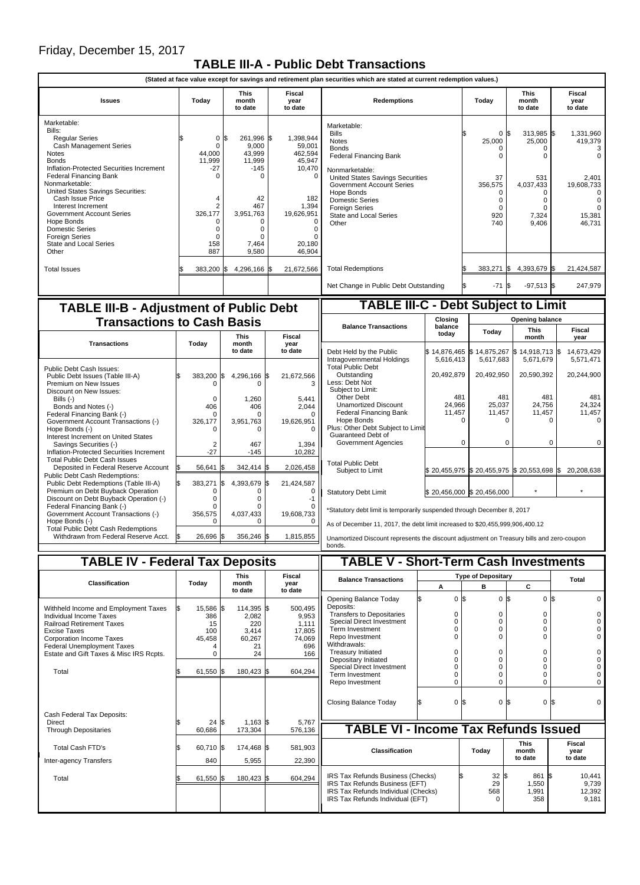Friday, December 15, 2017

# TABLE III-A - Public Debt Transactions

(Stated at face value except for savings and retirement plan securities which are stated at current redemption values.)

| Issues | Today | This month to date | Fiscal year to date |
|---|---|---|---|
| Marketable: | | | |
| Bills: | | | |
| Regular Series | $ 0 | $ 261,996 | $ 1,398,944 |
| Cash Management Series | 0 | 9,000 | 59,001 |
| Notes | 44,000 | 43,999 | 462,594 |
| Bonds | 11,999 | 11,999 | 45,947 |
| Inflation-Protected Securities Increment | -27 | -145 | 10,470 |
| Federal Financing Bank | 0 | 0 | 0 |
| Nonmarketable: | | | |
| United States Savings Securities: | | | |
| Cash Issue Price | 4 | 42 | 182 |
| Interest Increment | 2 | 467 | 1,394 |
| Government Account Series | 326,177 | 3,951,763 | 19,626,951 |
| Hope Bonds | 0 | 0 | 0 |
| Domestic Series | 0 | 0 | 0 |
| Foreign Series | 0 | 0 | 0 |
| State and Local Series | 158 | 7,464 | 20,180 |
| Other | 887 | 9,580 | 46,904 |
| Total Issues | $ 383,200 | $ 4,296,166 | $ 21,672,566 |

| Redemptions | Today | This month to date | Fiscal year to date |
|---|---|---|---|
| Marketable: | | | |
| Bills | $ 0 | $ 313,985 | $ 1,331,960 |
| Notes | 25,000 | 25,000 | 419,379 |
| Bonds | 0 | 0 | 3 |
| Federal Financing Bank | 0 | 0 | 0 |
| Nonmarketable: | | | |
| United States Savings Securities | 37 | 531 | 2,401 |
| Government Account Series | 356,575 | 4,037,433 | 19,608,733 |
| Hope Bonds | 0 | 0 | 0 |
| Domestic Series | 0 | 0 | 0 |
| Foreign Series | 0 | 0 | 0 |
| State and Local Series | 920 | 7,324 | 15,381 |
| Other | 740 | 9,406 | 46,731 |
| Total Redemptions | $ 383,271 | $ 4,393,679 | $ 21,424,587 |
| Net Change in Public Debt Outstanding | $ -71 | $ -97,513 | $ 247,979 |

# TABLE III-B - Adjustment of Public Debt Transactions to Cash Basis

| Transactions | Today | This month to date | Fiscal year to date |
|---|---|---|---|
| Public Debt Cash Issues: | | | |
| Public Debt Issues (Table III-A) | $ 383,200 | $ 4,296,166 | $ 21,672,566 |
| Premium on New Issues | 0 | 0 | 3 |
| Discount on New Issues: | | | |
| Bills (-) | 0 | 1,260 | 5,441 |
| Bonds and Notes (-) | 406 | 406 | 2,044 |
| Federal Financing Bank (-) | 0 | 0 | 0 |
| Government Account Transactions (-) | 326,177 | 3,951,763 | 19,626,951 |
| Hope Bonds (-) | 0 | 0 | 0 |
| Interest Increment on United States Savings Securities (-) | 2 | 467 | 1,394 |
| Inflation-Protected Securities Increment | -27 | -145 | 10,282 |
| Total Public Debt Cash Issues Deposited in Federal Reserve Account | $ 56,641 | $ 342,414 | $ 2,026,458 |
| Public Debt Cash Redemptions: | | | |
| Public Debt Redemptions (Table III-A) | $ 383,271 | $ 4,393,679 | $ 21,424,587 |
| Premium on Debt Buyback Operation | 0 | 0 | 0 |
| Discount on Debt Buyback Operation (-) | 0 | 0 | -1 |
| Federal Financing Bank (-) | 0 | 0 | 0 |
| Government Account Transactions (-) | 356,575 | 4,037,433 | 19,608,733 |
| Hope Bonds (-) | 0 | 0 | 0 |
| Total Public Debt Cash Redemptions Withdrawn from Federal Reserve Acct. | $ 26,696 | $ 356,246 | $ 1,815,855 |

# TABLE III-C - Debt Subject to Limit

| Balance Transactions | Closing balance today | Opening balance Today | Opening balance This month | Opening balance Fiscal year |
|---|---|---|---|---|
| Debt Held by the Public | $ 14,876,465 | $ 14,875,267 | $ 14,918,713 | $ 14,673,429 |
| Intragovernmental Holdings | 5,616,413 | 5,617,683 | 5,671,679 | 5,571,471 |
| Total Public Debt Outstanding | 20,492,879 | 20,492,950 | 20,590,392 | 20,244,900 |
| Less: Debt Not Subject to Limit: | | | | |
| Other Debt | 481 | 481 | 481 | 481 |
| Unamortized Discount | 24,966 | 25,037 | 24,756 | 24,324 |
| Federal Financing Bank | 11,457 | 11,457 | 11,457 | 11,457 |
| Hope Bonds | 0 | 0 | 0 | 0 |
| Plus: Other Debt Subject to Limit | | | | |
| Guaranteed Debt of Government Agencies | 0 | 0 | 0 | 0 |
| Total Public Debt Subject to Limit | $ 20,455,975 | $ 20,455,975 | $ 20,553,698 | $ 20,208,638 |
| Statutory Debt Limit | $ 20,456,000 | $ 20,456,000 | * | * |

*Statutory debt limit is temporarily suspended through December 8, 2017

As of December 11, 2017, the debt limit increased to $20,455,999,906,400.12

Unamortized Discount represents the discount adjustment on Treasury bills and zero-coupon bonds.

# TABLE IV - Federal Tax Deposits

| Classification | Today | This month to date | Fiscal year to date |
|---|---|---|---|
| Withheld Income and Employment Taxes | $ 15,586 | $ 114,395 | $ 500,495 |
| Individual Income Taxes | 386 | 2,082 | 9,953 |
| Railroad Retirement Taxes | 15 | 220 | 1,111 |
| Excise Taxes | 100 | 3,414 | 17,805 |
| Corporation Income Taxes | 45,458 | 60,267 | 74,069 |
| Federal Unemployment Taxes | 4 | 21 | 696 |
| Estate and Gift Taxes & Misc IRS Rcpts. | 0 | 24 | 166 |
| Total | $ 61,550 | $ 180,423 | $ 604,294 |
| Cash Federal Tax Deposits: | | | |
| Direct | $ 24 | $ 1,163 | $ 5,767 |
| Through Depositaries | 60,686 | 173,304 | 576,136 |
| Total Cash FTD's | $ 60,710 | $ 174,468 | $ 581,903 |
| Inter-agency Transfers | 840 | 5,955 | 22,390 |
| Total | $ 61,550 | $ 180,423 | $ 604,294 |

# TABLE V - Short-Term Cash Investments

| Balance Transactions | Type of Depositary A | Type of Depositary B | Type of Depositary C | Total |
|---|---|---|---|---|
| Opening Balance Today | $ 0 | $ 0 | $ 0 | $ 0 |
| Deposits: | | | | |
| Transfers to Depositaries | 0 | 0 | 0 | 0 |
| Special Direct Investment | 0 | 0 | 0 | 0 |
| Term Investment | 0 | 0 | 0 | 0 |
| Repo Investment | 0 | 0 | 0 | 0 |
| Withdrawals: | | | | |
| Treasury Initiated | 0 | 0 | 0 | 0 |
| Depositary Initiated | 0 | 0 | 0 | 0 |
| Special Direct Investment | 0 | 0 | 0 | 0 |
| Term Investment | 0 | 0 | 0 | 0 |
| Repo Investment | 0 | 0 | 0 | 0 |
| Closing Balance Today | $ 0 | $ 0 | $ 0 | $ 0 |

# TABLE VI - Income Tax Refunds Issued

| Classification | Today | This month to date | Fiscal year to date |
|---|---|---|---|
| IRS Tax Refunds Business (Checks) | $ 32 | $ 861 | $ 10,441 |
| IRS Tax Refunds Business (EFT) | 29 | 1,550 | 9,739 |
| IRS Tax Refunds Individual (Checks) | 568 | 1,991 | 12,392 |
| IRS Tax Refunds Individual (EFT) | 0 | 358 | 9,181 |